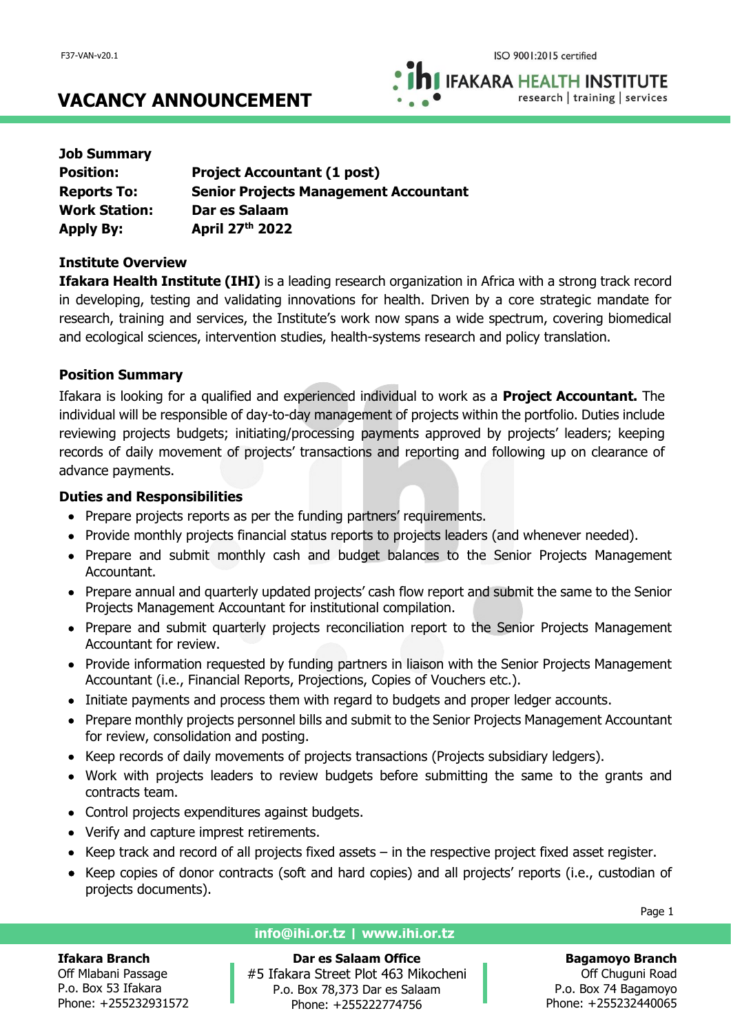# VACANCY ANNOUNCEMENT

**Job Summary**

| | |
|---|---|
| **Position:** | **Project Accountant (1 post)** |
| **Reports To:** | **Senior Projects Management Accountant** |
| **Work Station:** | **Dar es Salaam** |
| **Apply By:** | **April 27th 2022** |

**Institute Overview**

**Ifakara Health Institute (IHI)** is a leading research organization in Africa with a strong track record in developing, testing and validating innovations for health. Driven by a core strategic mandate for research, training and services, the Institute's work now spans a wide spectrum, covering biomedical and ecological sciences, intervention studies, health-systems research and policy translation.

**Position Summary**

Ifakara is looking for a qualified and experienced individual to work as a **Project Accountant.** The individual will be responsible of day-to-day management of projects within the portfolio. Duties include reviewing projects budgets; initiating/processing payments approved by projects' leaders; keeping records of daily movement of projects' transactions and reporting and following up on clearance of advance payments.

**Duties and Responsibilities**

- Prepare projects reports as per the funding partners' requirements.
- Provide monthly projects financial status reports to projects leaders (and whenever needed).
- Prepare and submit monthly cash and budget balances to the Senior Projects Management Accountant.
- Prepare annual and quarterly updated projects' cash flow report and submit the same to the Senior Projects Management Accountant for institutional compilation.
- Prepare and submit quarterly projects reconciliation report to the Senior Projects Management Accountant for review.
- Provide information requested by funding partners in liaison with the Senior Projects Management Accountant (i.e., Financial Reports, Projections, Copies of Vouchers etc.).
- Initiate payments and process them with regard to budgets and proper ledger accounts.
- Prepare monthly projects personnel bills and submit to the Senior Projects Management Accountant for review, consolidation and posting.
- Keep records of daily movements of projects transactions (Projects subsidiary ledgers).
- Work with projects leaders to review budgets before submitting the same to the grants and contracts team.
- Control projects expenditures against budgets.
- Verify and capture imprest retirements.
- Keep track and record of all projects fixed assets – in the respective project fixed asset register.
- Keep copies of donor contracts (soft and hard copies) and all projects' reports (i.e., custodian of projects documents).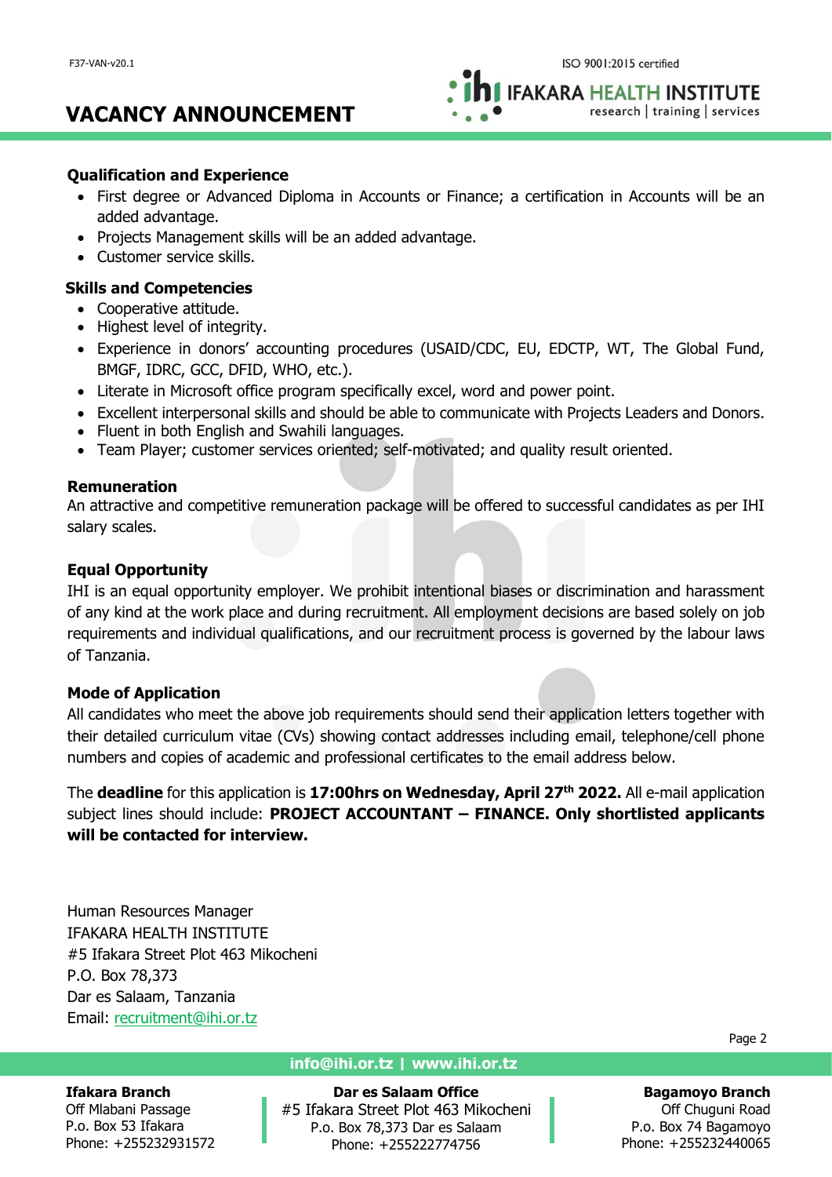### Qualification and Experience

- First degree or Advanced Diploma in Accounts or Finance; a certification in Accounts will be an added advantage.
- Projects Management skills will be an added advantage.
- Customer service skills.

### Skills and Competencies

- Cooperative attitude.
- Highest level of integrity.
- Experience in donors' accounting procedures (USAID/CDC, EU, EDCTP, WT, The Global Fund, BMGF, IDRC, GCC, DFID, WHO, etc.).
- Literate in Microsoft office program specifically excel, word and power point.
- Excellent interpersonal skills and should be able to communicate with Projects Leaders and Donors.
- Fluent in both English and Swahili languages.
- Team Player; customer services oriented; self-motivated; and quality result oriented.

### Remuneration

An attractive and competitive remuneration package will be offered to successful candidates as per IHI salary scales.

### Equal Opportunity

IHI is an equal opportunity employer. We prohibit intentional biases or discrimination and harassment of any kind at the work place and during recruitment. All employment decisions are based solely on job requirements and individual qualifications, and our recruitment process is governed by the labour laws of Tanzania.

### Mode of Application

All candidates who meet the above job requirements should send their application letters together with their detailed curriculum vitae (CVs) showing contact addresses including email, telephone/cell phone numbers and copies of academic and professional certificates to the email address below.

The **deadline** for this application is **17:00hrs on Wednesday, April 27th 2022.** All e-mail application subject lines should include: **PROJECT ACCOUNTANT – FINANCE. Only shortlisted applicants will be contacted for interview.**

Human Resources Manager
IFAKARA HEALTH INSTITUTE
#5 Ifakara Street Plot 463 Mikocheni
P.O. Box 78,373
Dar es Salaam, Tanzania
Email: recruitment@ihi.or.tz